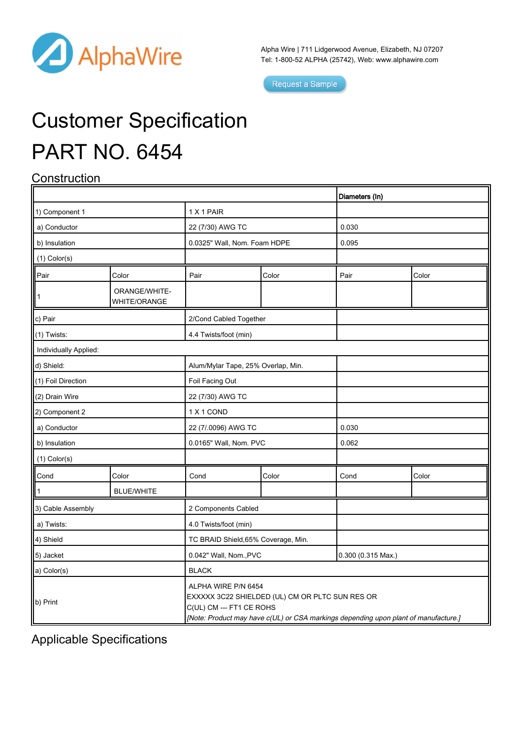AlphaWire

Alpha Wire | 711 Lidgerwood Avenue, Elizabeth, NJ 07207
Tel: 1-800-52 ALPHA (25742), Web: www.alphawire.com

Request a Sample

# Customer Specification

# PART NO. 6454

## Construction

| | | | | Diameters (In) | |
|---|---|---|---|---|---|
| 1) Component 1 | | 1 X 1 PAIR | | | |
| a) Conductor | | 22 (7/30) AWG TC | | 0.030 | |
| b) Insulation | | 0.0325" Wall, Nom. Foam HDPE | | 0.095 | |
| (1) Color(s) | | | | | |
| Pair | Color | Pair | Color | Pair | Color |
| 1 | ORANGE/WHITE-WHITE/ORANGE | | | | |
| c) Pair | | 2/Cond Cabled Together | | | |
| (1) Twists: | | 4.4 Twists/foot (min) | | | |
| Individually Applied: | | | | | |
| d) Shield: | | Alum/Mylar Tape, 25% Overlap, Min. | | | |
| (1) Foil Direction | | Foil Facing Out | | | |
| (2) Drain Wire | | 22 (7/30) AWG TC | | | |
| 2) Component 2 | | 1 X 1 COND | | | |
| a) Conductor | | 22 (7/.0096) AWG TC | | 0.030 | |
| b) Insulation | | 0.0165" Wall, Nom. PVC | | 0.062 | |
| (1) Color(s) | | | | | |
| Cond | Color | Cond | Color | Cond | Color |
| 1 | BLUE/WHITE | | | | |
| 3) Cable Assembly | | 2 Components Cabled | | | |
| a) Twists: | | 4.0 Twists/foot (min) | | | |
| 4) Shield | | TC BRAID Shield,65% Coverage, Min. | | | |
| 5) Jacket | | 0.042" Wall, Nom.,PVC | | 0.300 (0.315 Max.) | |
| a) Color(s) | | BLACK | | | |
| b) Print | | ALPHA WIRE P/N 6454<br>EXXXXX 3C22 SHIELDED (UL) CM OR PLTC SUN RES OR C(UL) CM --- FT1 CE ROHS<br>*[Note: Product may have c(UL) or CSA markings depending upon plant of manufacture.]* | | | |

## Applicable Specifications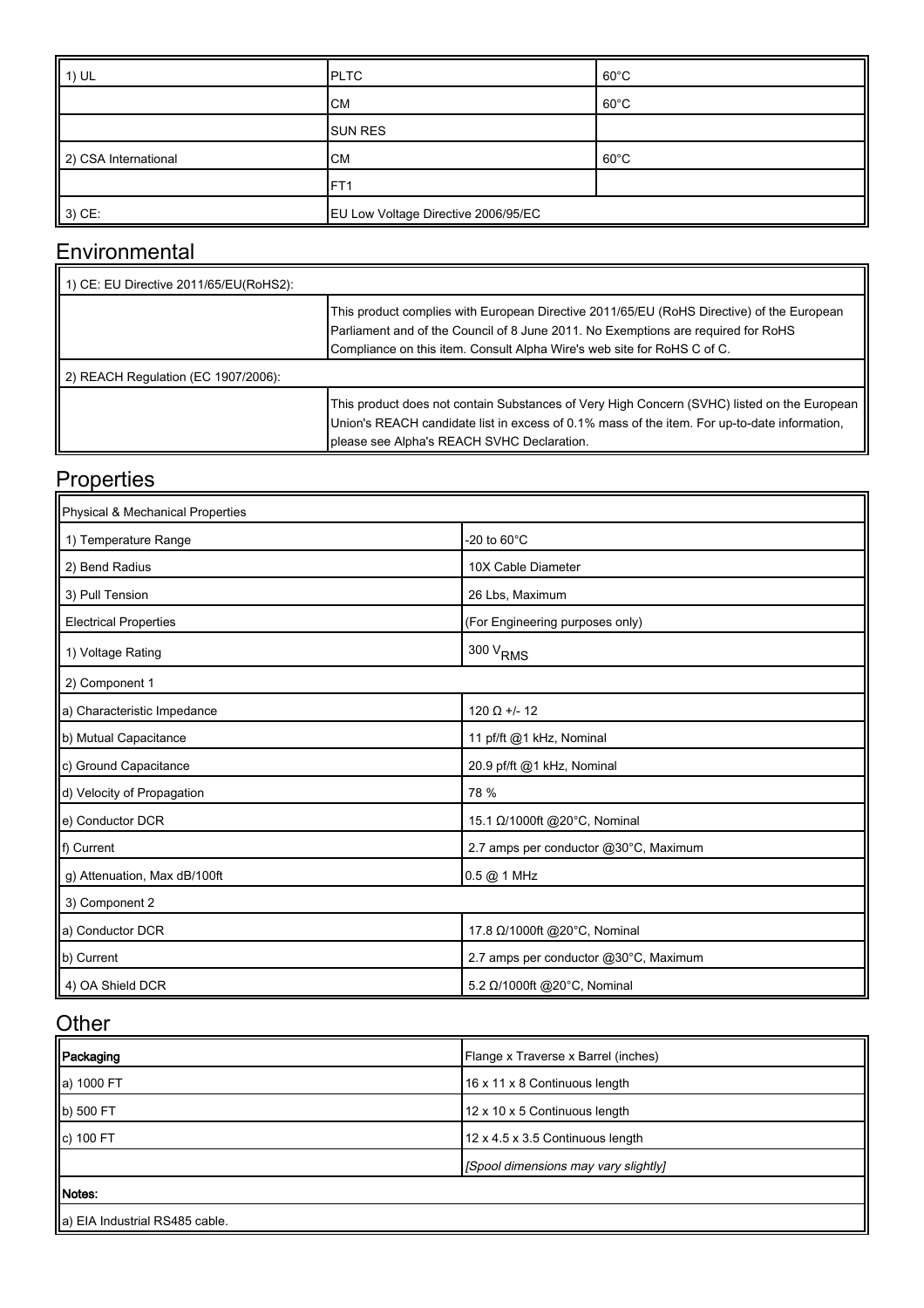| 1) UL | PLTC | 60°C |
|---|---|---|
| | CM | 60°C |
| | SUN RES | |
| 2) CSA International | CM | 60°C |
| | FT1 | |
| 3) CE: | EU Low Voltage Directive 2006/95/EC | |

## Environmental

| 1) CE: EU Directive 2011/65/EU(RoHS2): | |
|---|---|
| | This product complies with European Directive 2011/65/EU (RoHS Directive) of the European Parliament and of the Council of 8 June 2011. No Exemptions are required for RoHS Compliance on this item. Consult Alpha Wire's web site for RoHS C of C. |
| 2) REACH Regulation (EC 1907/2006): | |
| | This product does not contain Substances of Very High Concern (SVHC) listed on the European Union's REACH candidate list in excess of 0.1% mass of the item. For up-to-date information, please see Alpha's REACH SVHC Declaration. |

## Properties

| Physical & Mechanical Properties | |
|---|---|
| 1) Temperature Range | -20 to 60°C |
| 2) Bend Radius | 10X Cable Diameter |
| 3) Pull Tension | 26 Lbs, Maximum |
| Electrical Properties | (For Engineering purposes only) |
| 1) Voltage Rating | 300 $V_{RMS}$ |
| 2) Component 1 | |
| a) Characteristic Impedance | 120 Ω +/- 12 |
| b) Mutual Capacitance | 11 pf/ft @1 kHz, Nominal |
| c) Ground Capacitance | 20.9 pf/ft @1 kHz, Nominal |
| d) Velocity of Propagation | 78 % |
| e) Conductor DCR | 15.1 Ω/1000ft @20°C, Nominal |
| f) Current | 2.7 amps per conductor @30°C, Maximum |
| g) Attenuation, Max dB/100ft | 0.5 @ 1 MHz |
| 3) Component 2 | |
| a) Conductor DCR | 17.8 Ω/1000ft @20°C, Nominal |
| b) Current | 2.7 amps per conductor @30°C, Maximum |
| 4) OA Shield DCR | 5.2 Ω/1000ft @20°C, Nominal |

## Other

| **Packaging** | Flange x Traverse x Barrel (inches) |
|---|---|
| a) 1000 FT | 16 x 11 x 8 Continuous length |
| b) 500 FT | 12 x 10 x 5 Continuous length |
| c) 100 FT | 12 x 4.5 x 3.5 Continuous length |
| | *[Spool dimensions may vary slightly]* |
| **Notes:** | |
| a) EIA Industrial RS485 cable. | |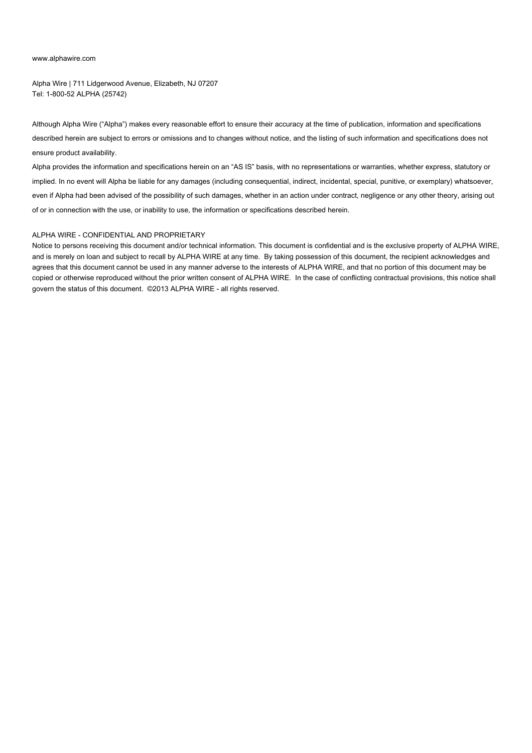www.alphawire.com

Alpha Wire | 711 Lidgerwood Avenue, Elizabeth, NJ 07207
Tel: 1-800-52 ALPHA (25742)

Although Alpha Wire ("Alpha") makes every reasonable effort to ensure their accuracy at the time of publication, information and specifications described herein are subject to errors or omissions and to changes without notice, and the listing of such information and specifications does not ensure product availability.

Alpha provides the information and specifications herein on an "AS IS" basis, with no representations or warranties, whether express, statutory or implied. In no event will Alpha be liable for any damages (including consequential, indirect, incidental, special, punitive, or exemplary) whatsoever, even if Alpha had been advised of the possibility of such damages, whether in an action under contract, negligence or any other theory, arising out of or in connection with the use, or inability to use, the information or specifications described herein.

ALPHA WIRE - CONFIDENTIAL AND PROPRIETARY

Notice to persons receiving this document and/or technical information. This document is confidential and is the exclusive property of ALPHA WIRE, and is merely on loan and subject to recall by ALPHA WIRE at any time. By taking possession of this document, the recipient acknowledges and agrees that this document cannot be used in any manner adverse to the interests of ALPHA WIRE, and that no portion of this document may be copied or otherwise reproduced without the prior written consent of ALPHA WIRE. In the case of conflicting contractual provisions, this notice shall govern the status of this document. ©2013 ALPHA WIRE - all rights reserved.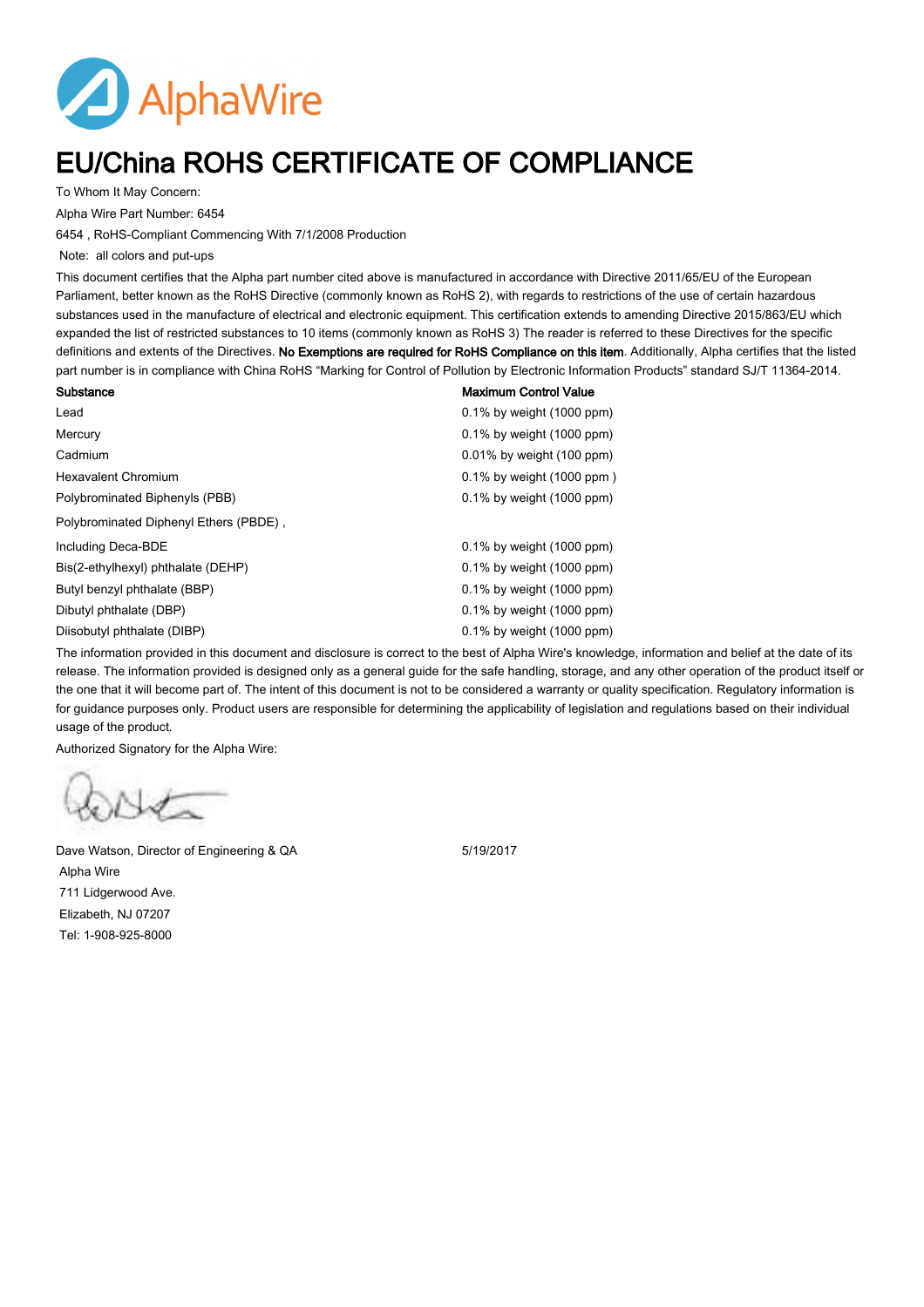AlphaWire

# EU/China ROHS CERTIFICATE OF COMPLIANCE

To Whom It May Concern:

Alpha Wire Part Number: 6454

6454 , RoHS-Compliant Commencing With 7/1/2008 Production

Note: all colors and put-ups

This document certifies that the Alpha part number cited above is manufactured in accordance with Directive 2011/65/EU of the European Parliament, better known as the RoHS Directive (commonly known as RoHS 2), with regards to restrictions of the use of certain hazardous substances used in the manufacture of electrical and electronic equipment. This certification extends to amending Directive 2015/863/EU which expanded the list of restricted substances to 10 items (commonly known as RoHS 3) The reader is referred to these Directives for the specific definitions and extents of the Directives. **No Exemptions are required for RoHS Compliance on this item**. Additionally, Alpha certifies that the listed part number is in compliance with China RoHS "Marking for Control of Pollution by Electronic Information Products" standard SJ/T 11364-2014.

| Substance | Maximum Control Value |
|---|---|
| Lead | 0.1% by weight (1000 ppm) |
| Mercury | 0.1% by weight (1000 ppm) |
| Cadmium | 0.01% by weight (100 ppm) |
| Hexavalent Chromium | 0.1% by weight (1000 ppm ) |
| Polybrominated Biphenyls (PBB) | 0.1% by weight (1000 ppm) |
| Polybrominated Diphenyl Ethers (PBDE) , | |
| Including Deca-BDE | 0.1% by weight (1000 ppm) |
| Bis(2-ethylhexyl) phthalate (DEHP) | 0.1% by weight (1000 ppm) |
| Butyl benzyl phthalate (BBP) | 0.1% by weight (1000 ppm) |
| Dibutyl phthalate (DBP) | 0.1% by weight (1000 ppm) |
| Diisobutyl phthalate (DIBP) | 0.1% by weight (1000 ppm) |

The information provided in this document and disclosure is correct to the best of Alpha Wire's knowledge, information and belief at the date of its release. The information provided is designed only as a general guide for the safe handling, storage, and any other operation of the product itself or the one that it will become part of. The intent of this document is not to be considered a warranty or quality specification. Regulatory information is for guidance purposes only. Product users are responsible for determining the applicability of legislation and regulations based on their individual usage of the product.

Authorized Signatory for the Alpha Wire:

Dave Watson, Director of Engineering & QA 5/19/2017

Alpha Wire

711 Lidgerwood Ave.

Elizabeth, NJ 07207

Tel: 1-908-925-8000